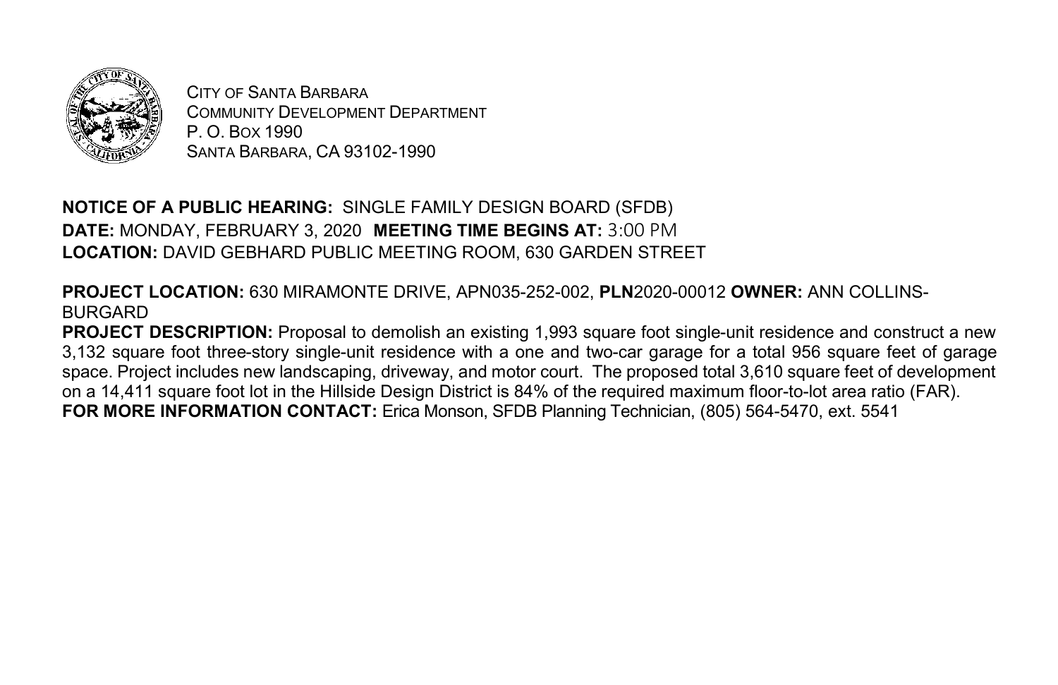CITY OF SANTA BARBARA
COMMUNITY DEVELOPMENT DEPARTMENT
P. O. BOX 1990
SANTA BARBARA, CA 93102-1990

**NOTICE OF A PUBLIC HEARING:** SINGLE FAMILY DESIGN BOARD (SFDB)
**DATE:** MONDAY, FEBRUARY 3, 2020 **MEETING TIME BEGINS AT:** 3:00 PM
**LOCATION:** DAVID GEBHARD PUBLIC MEETING ROOM, 630 GARDEN STREET

**PROJECT LOCATION:** 630 MIRAMONTE DRIVE, APN035-252-002, **PLN**2020-00012 **OWNER:** ANN COLLINS-BURGARD
**PROJECT DESCRIPTION:** Proposal to demolish an existing 1,993 square foot single-unit residence and construct a new 3,132 square foot three-story single-unit residence with a one and two-car garage for a total 956 square feet of garage space. Project includes new landscaping, driveway, and motor court. The proposed total 3,610 square feet of development on a 14,411 square foot lot in the Hillside Design District is 84% of the required maximum floor-to-lot area ratio (FAR).
**FOR MORE INFORMATION CONTACT:** Erica Monson, SFDB Planning Technician, (805) 564-5470, ext. 5541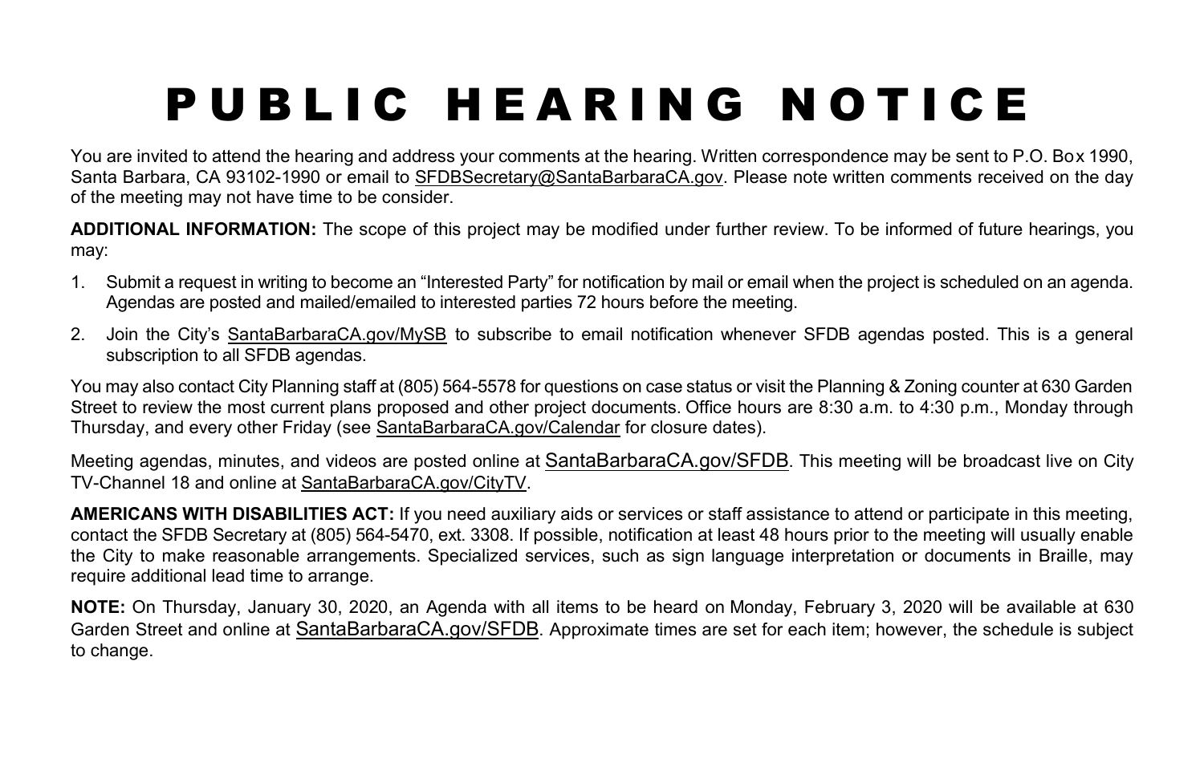# PUBLIC HEARING NOTICE

You are invited to attend the hearing and address your comments at the hearing. Written correspondence may be sent to P.O. Box 1990, Santa Barbara, CA 93102-1990 or email to SFDBSecretary@SantaBarbaraCA.gov. Please note written comments received on the day of the meeting may not have time to be consider.

**ADDITIONAL INFORMATION:** The scope of this project may be modified under further review. To be informed of future hearings, you may:

1. Submit a request in writing to become an "Interested Party" for notification by mail or email when the project is scheduled on an agenda. Agendas are posted and mailed/emailed to interested parties 72 hours before the meeting.
2. Join the City's SantaBarbaraCA.gov/MySB to subscribe to email notification whenever SFDB agendas posted. This is a general subscription to all SFDB agendas.

You may also contact City Planning staff at (805) 564-5578 for questions on case status or visit the Planning & Zoning counter at 630 Garden Street to review the most current plans proposed and other project documents. Office hours are 8:30 a.m. to 4:30 p.m., Monday through Thursday, and every other Friday (see SantaBarbaraCA.gov/Calendar for closure dates).

Meeting agendas, minutes, and videos are posted online at SantaBarbaraCA.gov/SFDB. This meeting will be broadcast live on City TV-Channel 18 and online at SantaBarbaraCA.gov/CityTV.

**AMERICANS WITH DISABILITIES ACT:** If you need auxiliary aids or services or staff assistance to attend or participate in this meeting, contact the SFDB Secretary at (805) 564-5470, ext. 3308. If possible, notification at least 48 hours prior to the meeting will usually enable the City to make reasonable arrangements. Specialized services, such as sign language interpretation or documents in Braille, may require additional lead time to arrange.

**NOTE:** On Thursday, January 30, 2020, an Agenda with all items to be heard on Monday, February 3, 2020 will be available at 630 Garden Street and online at SantaBarbaraCA.gov/SFDB. Approximate times are set for each item; however, the schedule is subject to change.